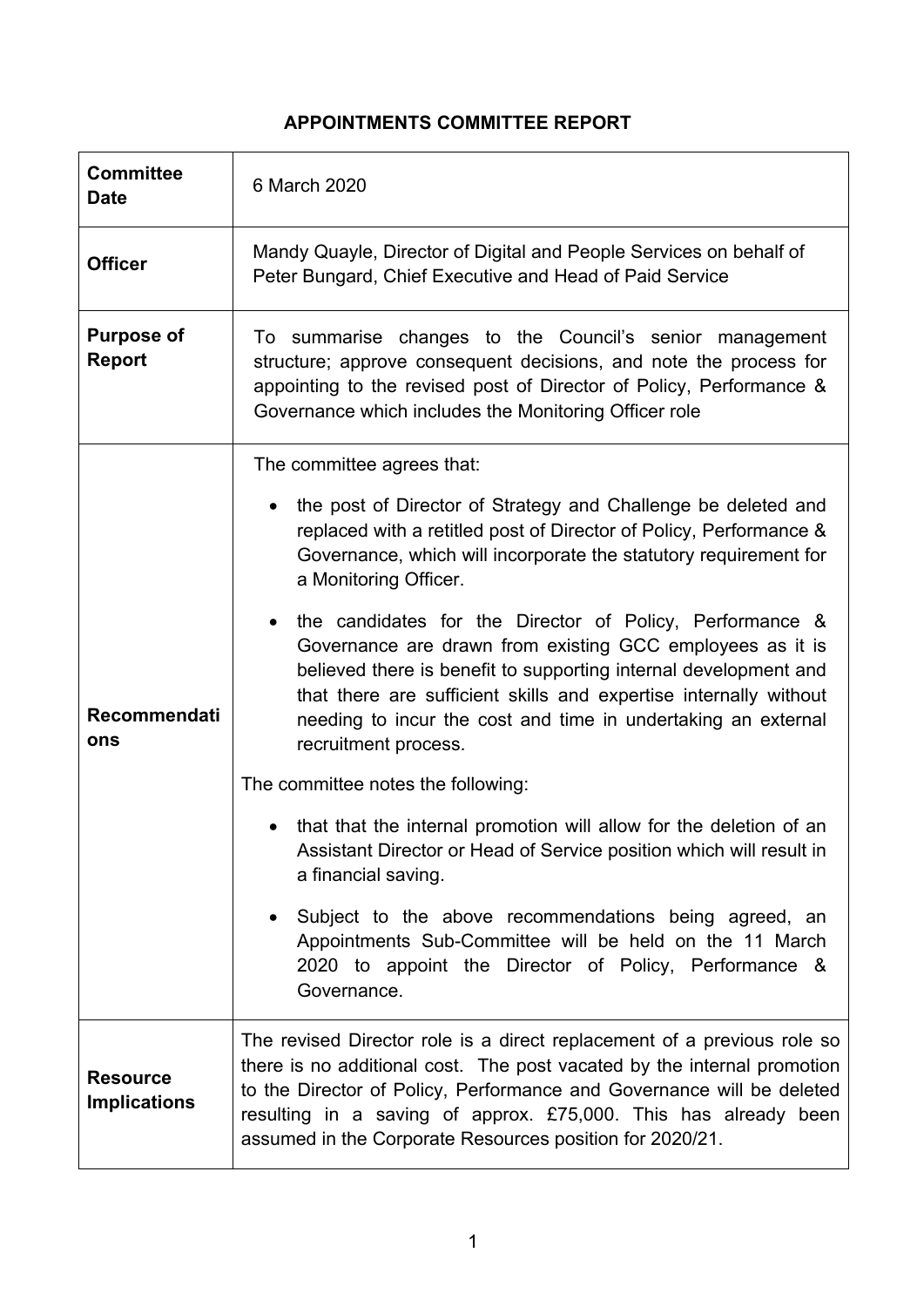# APPOINTMENTS COMMITTEE REPORT

| | |
|---|---|
| **Committee Date** | 6 March 2020 |
| **Officer** | Mandy Quayle, Director of Digital and People Services on behalf of Peter Bungard, Chief Executive and Head of Paid Service |
| **Purpose of Report** | To summarise changes to the Council's senior management structure; approve consequent decisions, and note the process for appointing to the revised post of Director of Policy, Performance & Governance which includes the Monitoring Officer role |
| **Recommendations** | The committee agrees that:<br><br>• the post of Director of Strategy and Challenge be deleted and replaced with a retitled post of Director of Policy, Performance & Governance, which will incorporate the statutory requirement for a Monitoring Officer.<br><br>• the candidates for the Director of Policy, Performance & Governance are drawn from existing GCC employees as it is believed there is benefit to supporting internal development and that there are sufficient skills and expertise internally without needing to incur the cost and time in undertaking an external recruitment process.<br><br>The committee notes the following:<br><br>• that that the internal promotion will allow for the deletion of an Assistant Director or Head of Service position which will result in a financial saving.<br><br>• Subject to the above recommendations being agreed, an Appointments Sub-Committee will be held on the 11 March 2020 to appoint the Director of Policy, Performance & Governance. |
| **Resource Implications** | The revised Director role is a direct replacement of a previous role so there is no additional cost. The post vacated by the internal promotion to the Director of Policy, Performance and Governance will be deleted resulting in a saving of approx. £75,000. This has already been assumed in the Corporate Resources position for 2020/21. |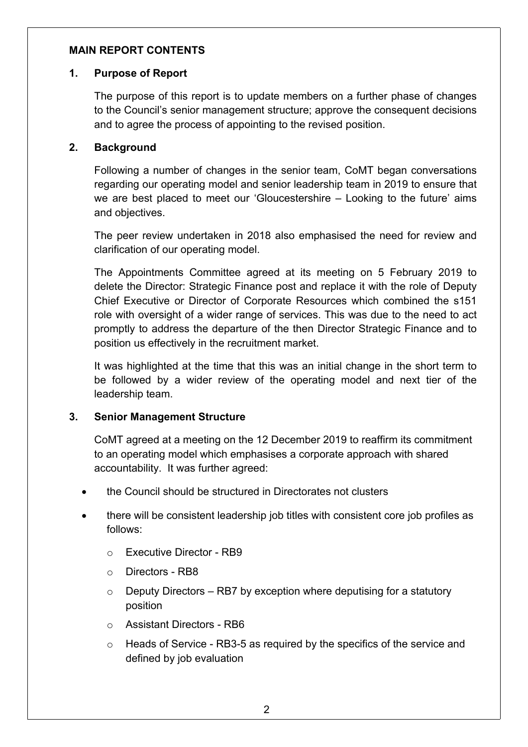## MAIN REPORT CONTENTS

### 1. Purpose of Report

The purpose of this report is to update members on a further phase of changes to the Council's senior management structure; approve the consequent decisions and to agree the process of appointing to the revised position.

### 2. Background

Following a number of changes in the senior team, CoMT began conversations regarding our operating model and senior leadership team in 2019 to ensure that we are best placed to meet our 'Gloucestershire – Looking to the future' aims and objectives.

The peer review undertaken in 2018 also emphasised the need for review and clarification of our operating model.

The Appointments Committee agreed at its meeting on 5 February 2019 to delete the Director: Strategic Finance post and replace it with the role of Deputy Chief Executive or Director of Corporate Resources which combined the s151 role with oversight of a wider range of services. This was due to the need to act promptly to address the departure of the then Director Strategic Finance and to position us effectively in the recruitment market.

It was highlighted at the time that this was an initial change in the short term to be followed by a wider review of the operating model and next tier of the leadership team.

### 3. Senior Management Structure

CoMT agreed at a meeting on the 12 December 2019 to reaffirm its commitment to an operating model which emphasises a corporate approach with shared accountability. It was further agreed:

- the Council should be structured in Directorates not clusters
- there will be consistent leadership job titles with consistent core job profiles as follows:
  - Executive Director - RB9
  - Directors - RB8
  - Deputy Directors – RB7 by exception where deputising for a statutory position
  - Assistant Directors - RB6
  - Heads of Service - RB3-5 as required by the specifics of the service and defined by job evaluation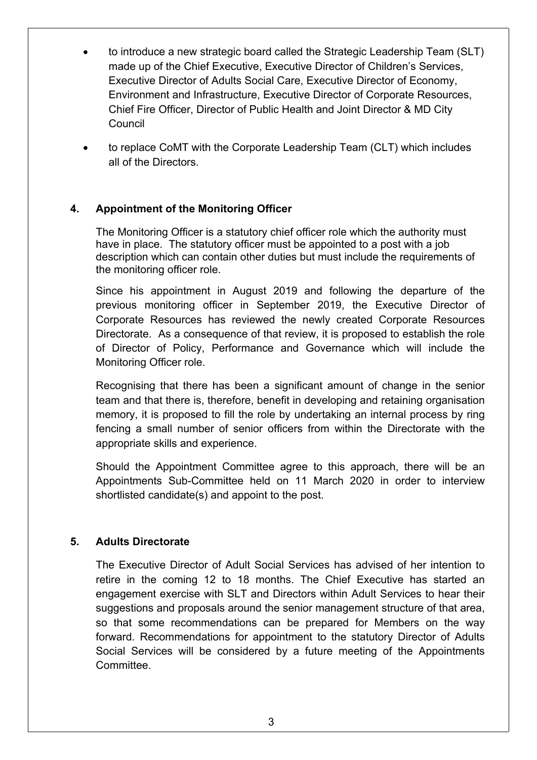- to introduce a new strategic board called the Strategic Leadership Team (SLT) made up of the Chief Executive, Executive Director of Children's Services, Executive Director of Adults Social Care, Executive Director of Economy, Environment and Infrastructure, Executive Director of Corporate Resources, Chief Fire Officer, Director of Public Health and Joint Director & MD City Council
- to replace CoMT with the Corporate Leadership Team (CLT) which includes all of the Directors.

## 4. Appointment of the Monitoring Officer

The Monitoring Officer is a statutory chief officer role which the authority must have in place. The statutory officer must be appointed to a post with a job description which can contain other duties but must include the requirements of the monitoring officer role.

Since his appointment in August 2019 and following the departure of the previous monitoring officer in September 2019, the Executive Director of Corporate Resources has reviewed the newly created Corporate Resources Directorate. As a consequence of that review, it is proposed to establish the role of Director of Policy, Performance and Governance which will include the Monitoring Officer role.

Recognising that there has been a significant amount of change in the senior team and that there is, therefore, benefit in developing and retaining organisation memory, it is proposed to fill the role by undertaking an internal process by ring fencing a small number of senior officers from within the Directorate with the appropriate skills and experience.

Should the Appointment Committee agree to this approach, there will be an Appointments Sub-Committee held on 11 March 2020 in order to interview shortlisted candidate(s) and appoint to the post.

## 5. Adults Directorate

The Executive Director of Adult Social Services has advised of her intention to retire in the coming 12 to 18 months. The Chief Executive has started an engagement exercise with SLT and Directors within Adult Services to hear their suggestions and proposals around the senior management structure of that area, so that some recommendations can be prepared for Members on the way forward. Recommendations for appointment to the statutory Director of Adults Social Services will be considered by a future meeting of the Appointments Committee.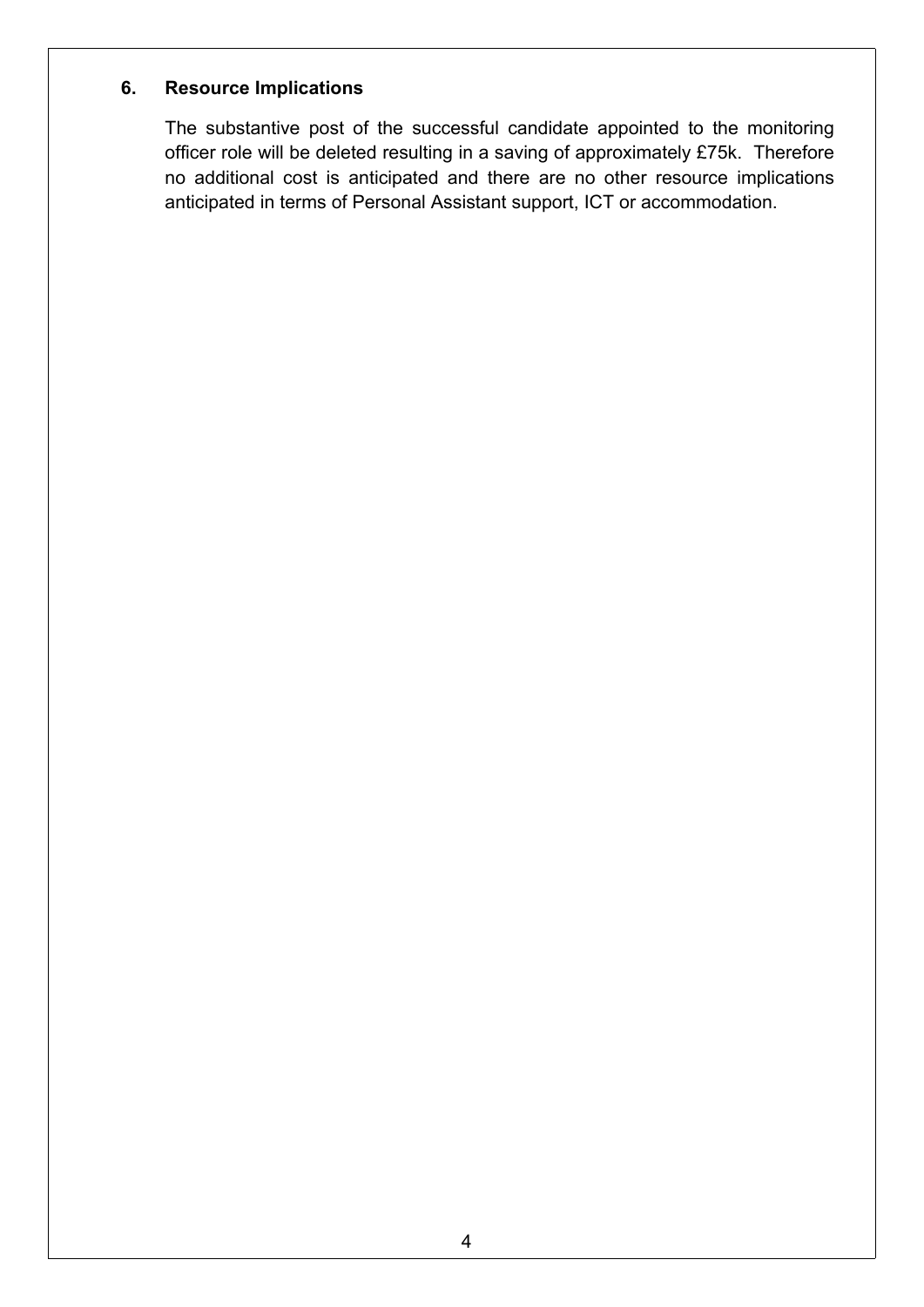## 6. Resource Implications

The substantive post of the successful candidate appointed to the monitoring officer role will be deleted resulting in a saving of approximately £75k. Therefore no additional cost is anticipated and there are no other resource implications anticipated in terms of Personal Assistant support, ICT or accommodation.